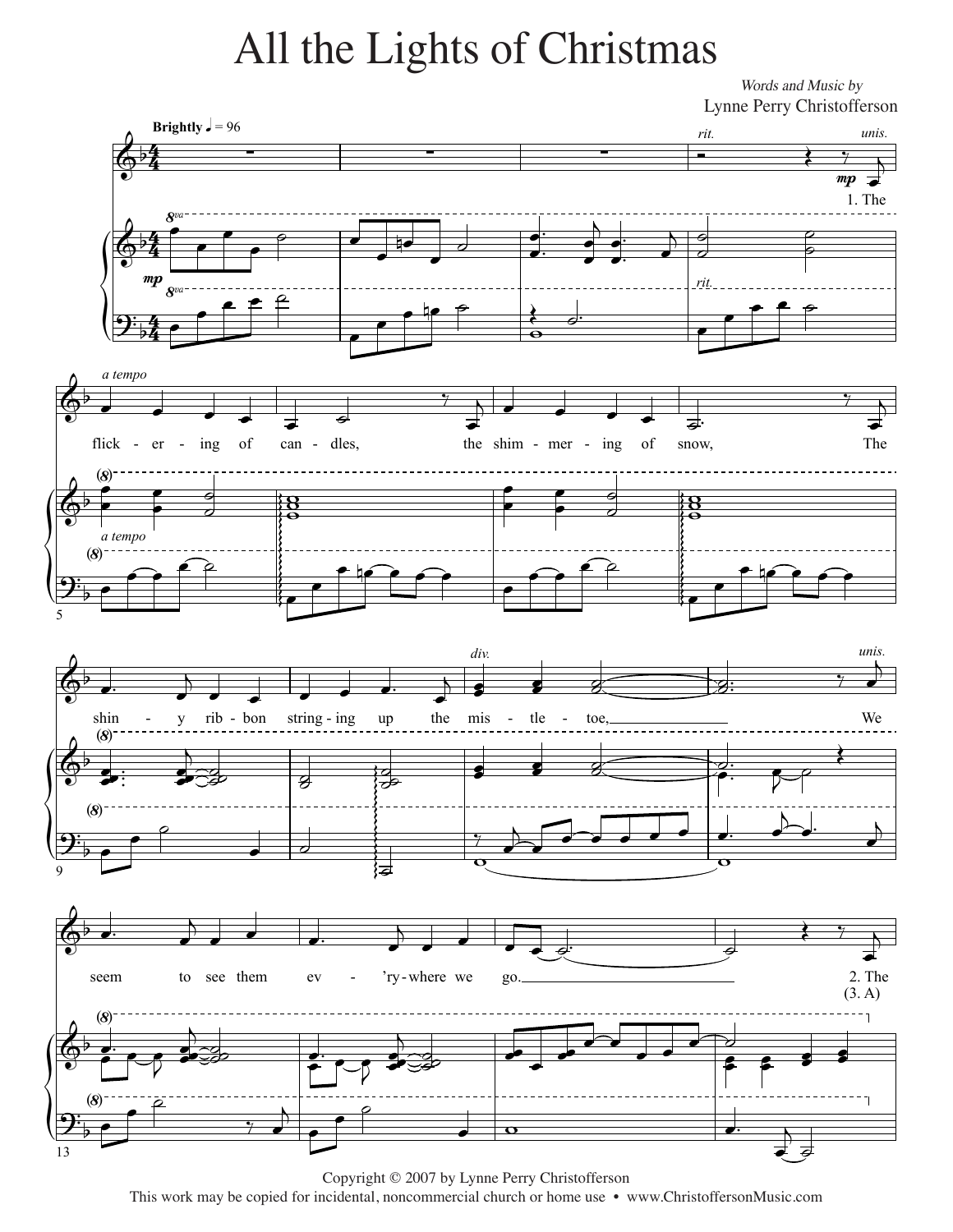# All the Lights of Christmas

*Words and Music by*
Lynne Perry Christofferson

Copyright © 2007 by Lynne Perry Christofferson
This work may be copied for incidental, noncommercial church or home use • www.ChristoffersonMusic.com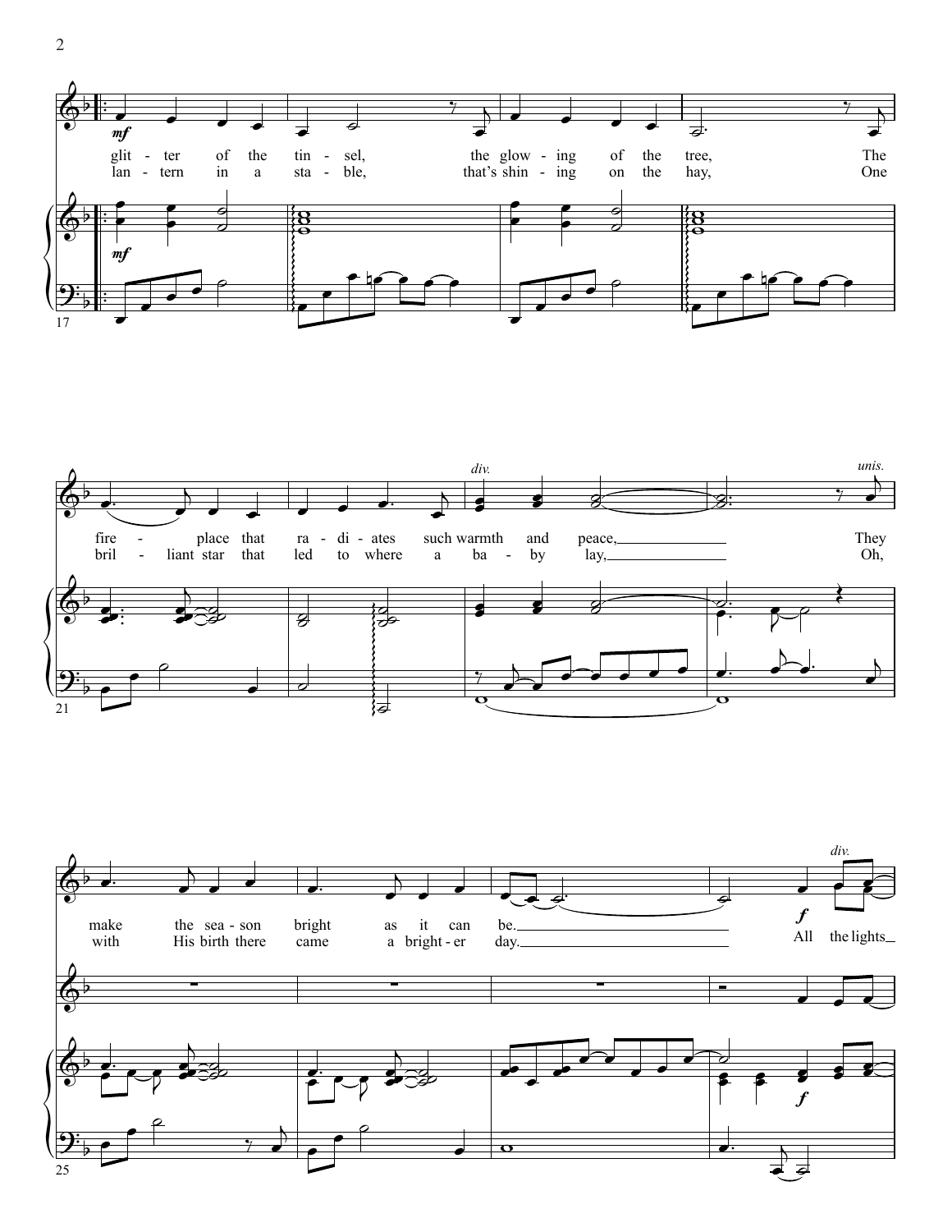glit - ter of the tin - sel, the glow - ing of the tree, The fire - place that ra - di - ates such warmth and peace, They make the sea - son bright as it can be.

lan - tern in a sta - ble, that's shin - ing on the hay, One bril - liant star that led to where a ba - by lay, Oh, with His birth there came a bright - er day.

All the lights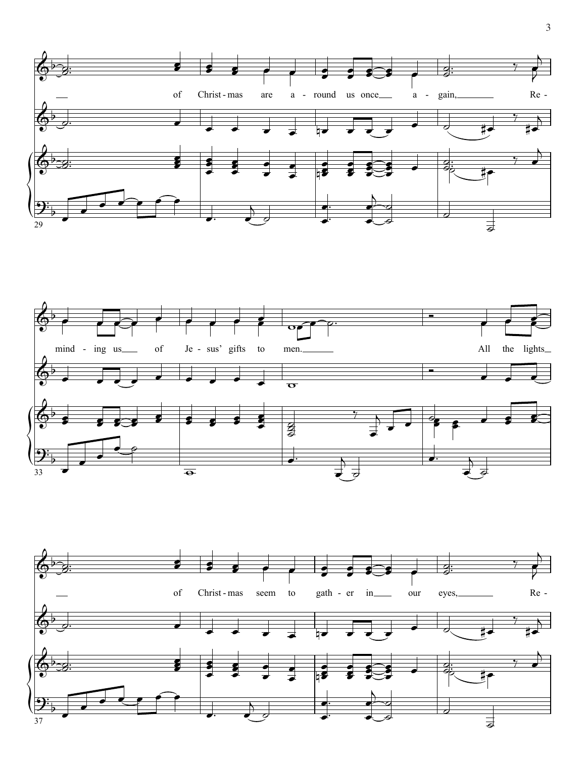of Christ - mas are a - round us once a - gain, Re -

mind - ing us of Je - sus' gifts to men. All the lights

of Christ - mas seem to gath - er in our eyes, Re -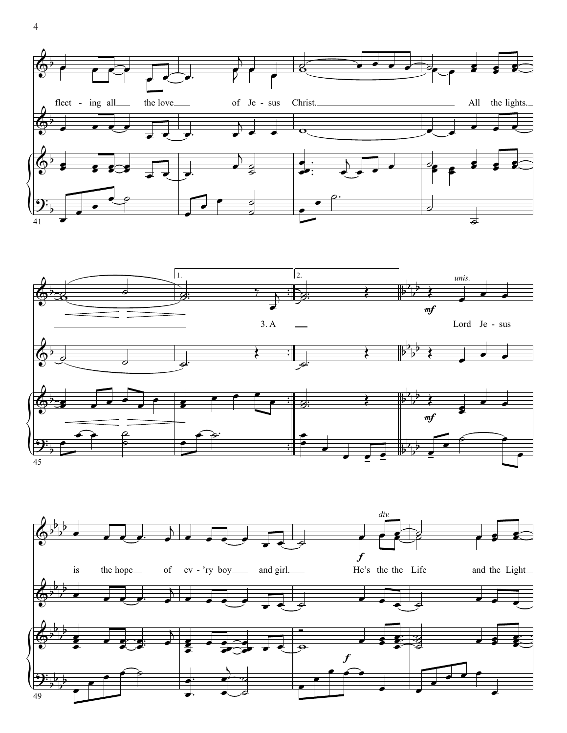flect - ing all the love of Je - sus Christ. All the lights.

1. 2.

3. A

*unis.*

*mf*

Lord Je - sus

is the hope of ev - 'ry boy and girl.

*div.*

*f*

He's the the Life and the Light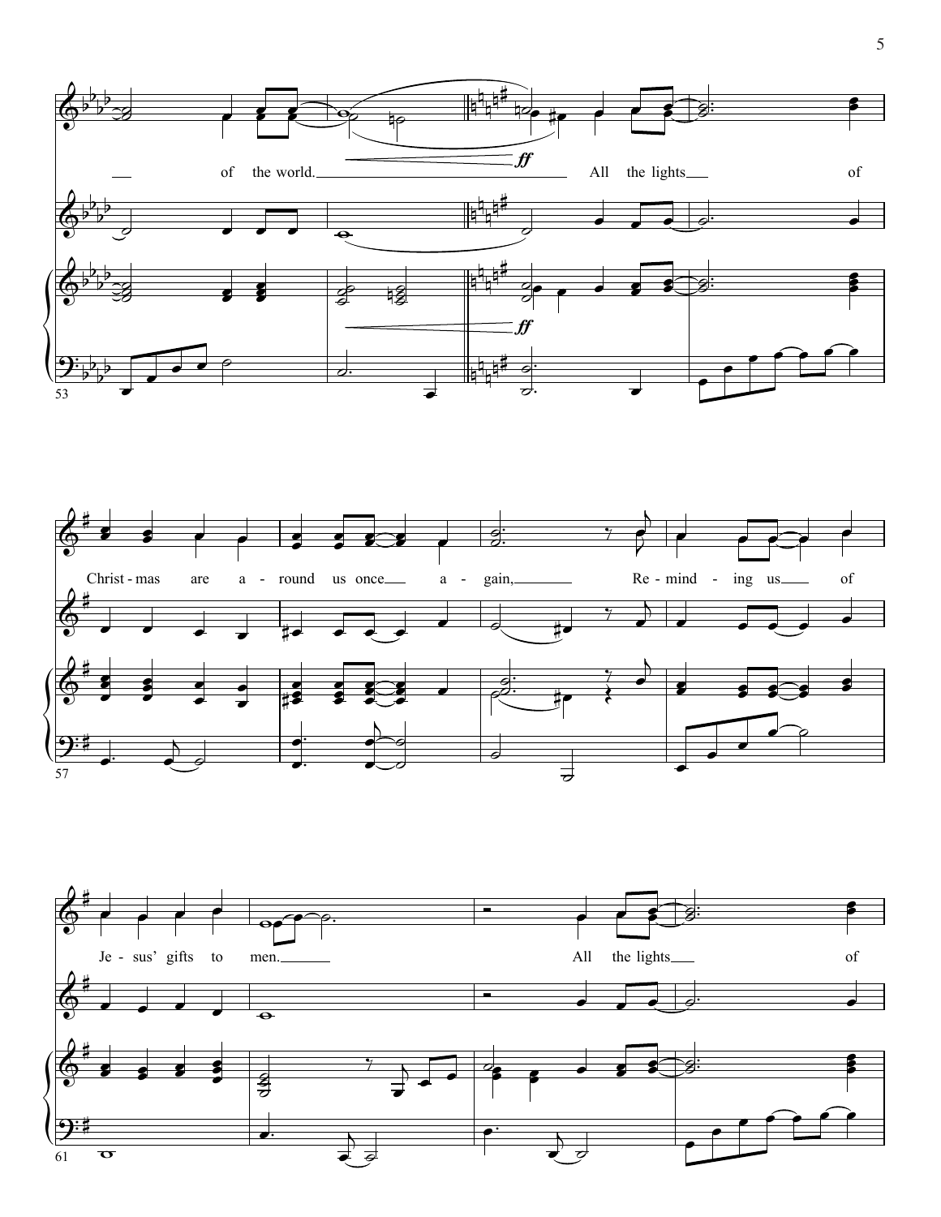of the world. *ff* All the lights of

Christ - mas are a - round us once a - gain, Re - mind - ing us of

Je - sus' gifts to men. All the lights of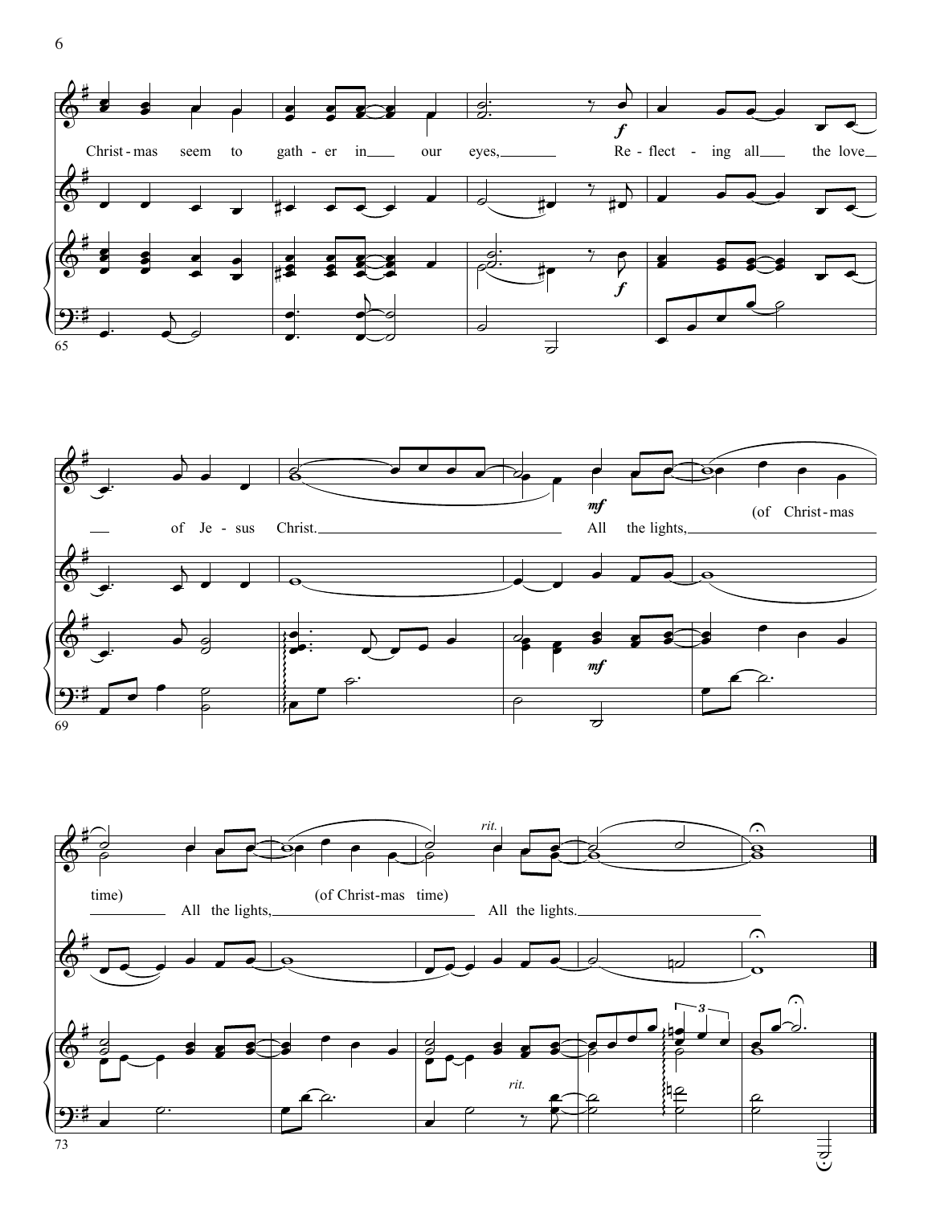Christ - mas seem to gath - er in our eyes, Re - flect - ing all the love

of Je - sus Christ. All the lights, (of Christ - mas

time) All the lights, (of Christ - mas time) All the lights.